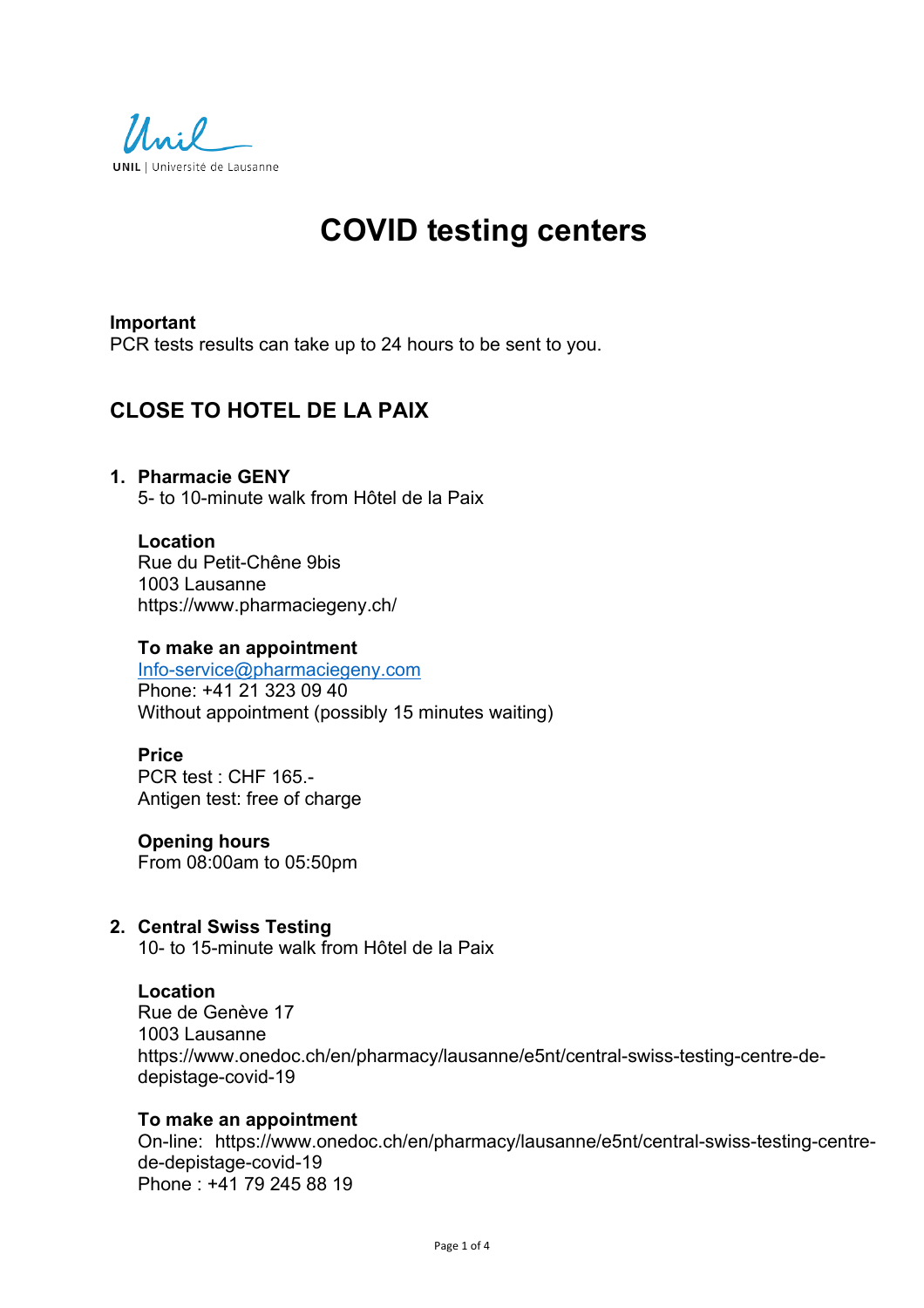UNIL | Université de Lausanne

# COVID testing centers

**Important**
PCR tests results can take up to 24 hours to be sent to you.

## CLOSE TO HOTEL DE LA PAIX

1. **Pharmacie GENY**
   5- to 10-minute walk from Hôtel de la Paix

   **Location**
   Rue du Petit-Chêne 9bis
   1003 Lausanne
   https://www.pharmaciegeny.ch/

   **To make an appointment**
   Info-service@pharmaciegeny.com
   Phone: +41 21 323 09 40
   Without appointment (possibly 15 minutes waiting)

   **Price**
   PCR test : CHF 165.-
   Antigen test: free of charge

   **Opening hours**
   From 08:00am to 05:50pm

2. **Central Swiss Testing**
   10- to 15-minute walk from Hôtel de la Paix

   **Location**
   Rue de Genève 17
   1003 Lausanne
   https://www.onedoc.ch/en/pharmacy/lausanne/e5nt/central-swiss-testing-centre-de-depistage-covid-19

   **To make an appointment**
   On-line: https://www.onedoc.ch/en/pharmacy/lausanne/e5nt/central-swiss-testing-centre-de-depistage-covid-19
   Phone : +41 79 245 88 19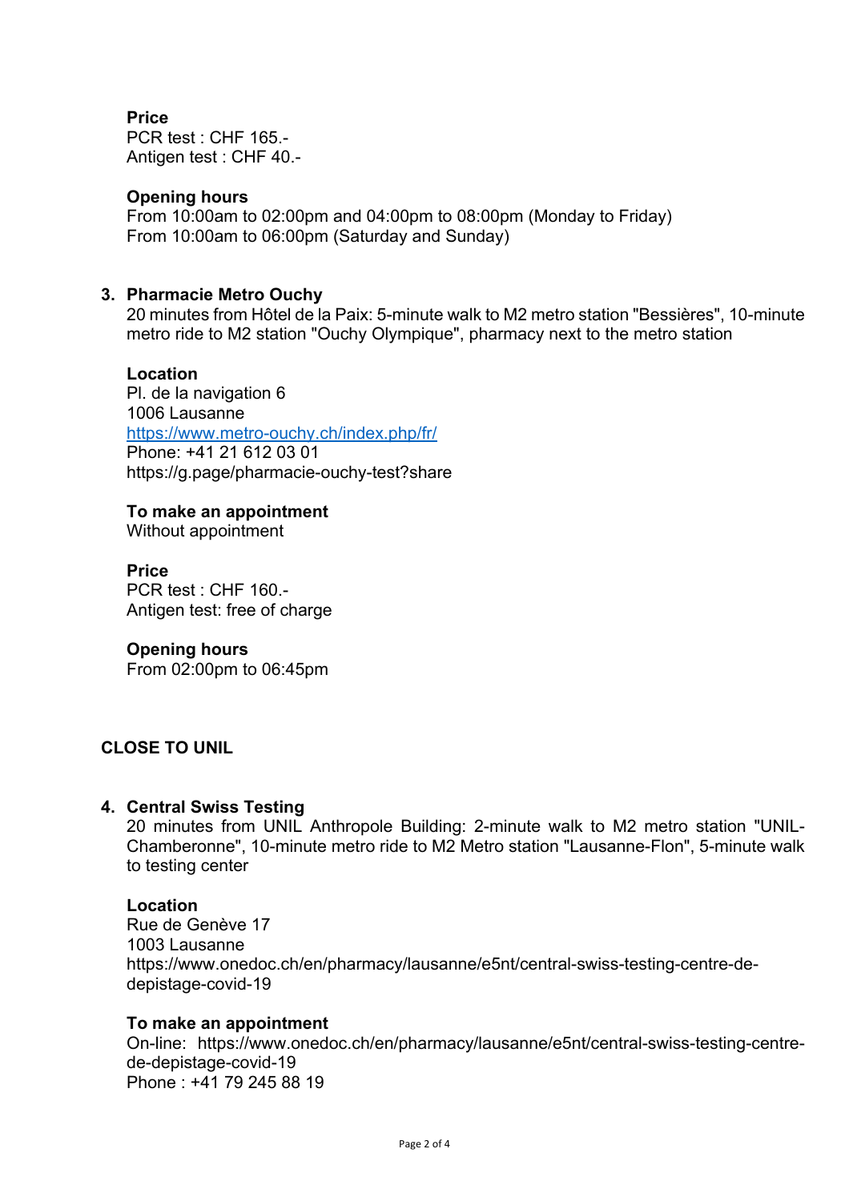**Price**
PCR test : CHF 165.-
Antigen test : CHF 40.-

**Opening hours**
From 10:00am to 02:00pm and 04:00pm to 08:00pm (Monday to Friday)
From 10:00am to 06:00pm (Saturday and Sunday)

3. **Pharmacie Metro Ouchy**
   20 minutes from Hôtel de la Paix: 5-minute walk to M2 metro station "Bessières", 10-minute metro ride to M2 station "Ouchy Olympique", pharmacy next to the metro station

   **Location**
   Pl. de la navigation 6
   1006 Lausanne
   [https://www.metro-ouchy.ch/index.php/fr/](https://www.metro-ouchy.ch/index.php/fr/)
   Phone: +41 21 612 03 01
   https://g.page/pharmacie-ouchy-test?share

   **To make an appointment**
   Without appointment

   **Price**
   PCR test : CHF 160.-
   Antigen test: free of charge

   **Opening hours**
   From 02:00pm to 06:45pm

**CLOSE TO UNIL**

4. **Central Swiss Testing**
   20 minutes from UNIL Anthropole Building: 2-minute walk to M2 metro station "UNIL-Chamberonne", 10-minute metro ride to M2 Metro station "Lausanne-Flon", 5-minute walk to testing center

   **Location**
   Rue de Genève 17
   1003 Lausanne
   https://www.onedoc.ch/en/pharmacy/lausanne/e5nt/central-swiss-testing-centre-de-depistage-covid-19

   **To make an appointment**
   On-line: https://www.onedoc.ch/en/pharmacy/lausanne/e5nt/central-swiss-testing-centre-de-depistage-covid-19
   Phone : +41 79 245 88 19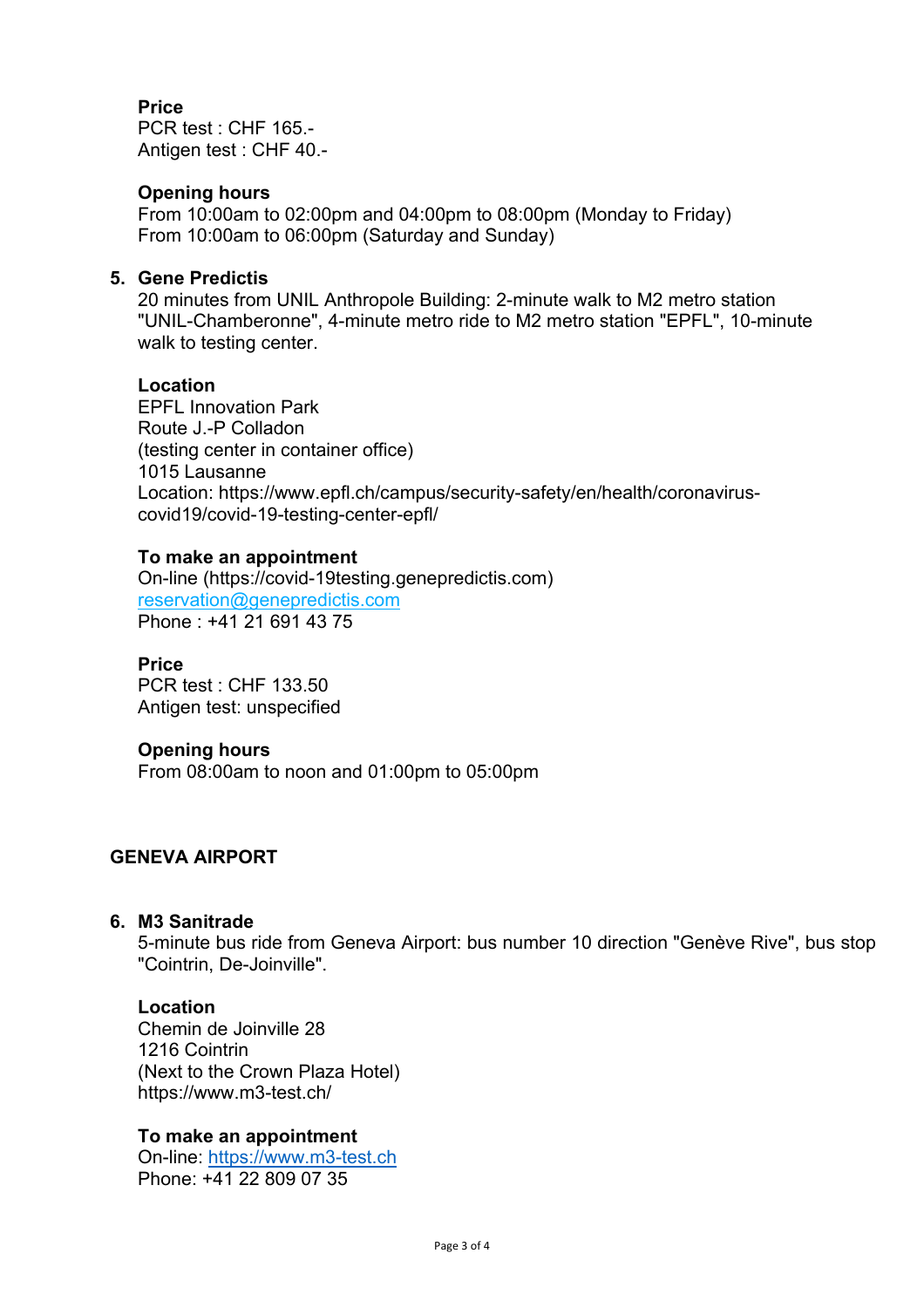**Price**
PCR test : CHF 165.-
Antigen test : CHF 40.-

**Opening hours**
From 10:00am to 02:00pm and 04:00pm to 08:00pm (Monday to Friday)
From 10:00am to 06:00pm (Saturday and Sunday)

5. **Gene Predictis**

20 minutes from UNIL Anthropole Building: 2-minute walk to M2 metro station "UNIL-Chamberonne", 4-minute metro ride to M2 metro station "EPFL", 10-minute walk to testing center.

**Location**
EPFL Innovation Park
Route J.-P Colladon
(testing center in container office)
1015 Lausanne
Location: https://www.epfl.ch/campus/security-safety/en/health/coronavirus-covid19/covid-19-testing-center-epfl/

**To make an appointment**
On-line (https://covid-19testing.genepredictis.com)
reservation@genepredictis.com
Phone : +41 21 691 43 75

**Price**
PCR test : CHF 133.50
Antigen test: unspecified

**Opening hours**
From 08:00am to noon and 01:00pm to 05:00pm

## GENEVA AIRPORT

6. **M3 Sanitrade**

5-minute bus ride from Geneva Airport: bus number 10 direction "Genève Rive", bus stop "Cointrin, De-Joinville".

**Location**
Chemin de Joinville 28
1216 Cointrin
(Next to the Crown Plaza Hotel)
https://www.m3-test.ch/

**To make an appointment**
On-line: https://www.m3-test.ch
Phone: +41 22 809 07 35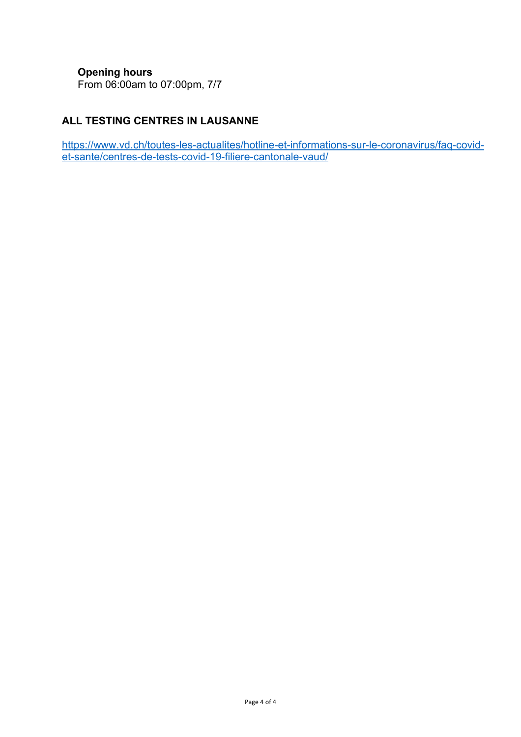**Opening hours**
From 06:00am to 07:00pm, 7/7

## ALL TESTING CENTRES IN LAUSANNE

https://www.vd.ch/toutes-les-actualites/hotline-et-informations-sur-le-coronavirus/faq-covid-et-sante/centres-de-tests-covid-19-filiere-cantonale-vaud/